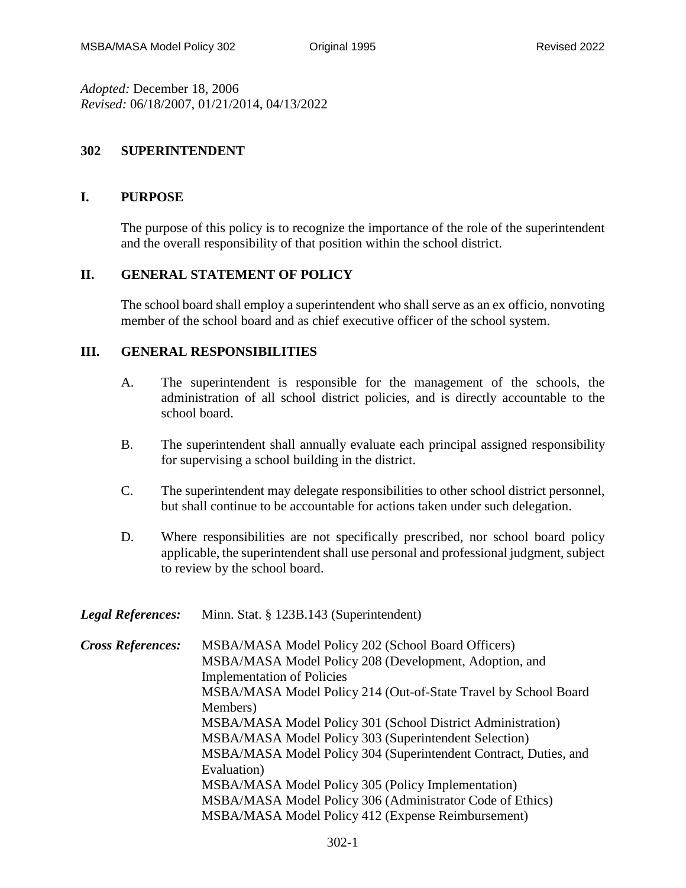*Adopted:* December 18, 2006
*Revised:* 06/18/2007, 01/21/2014, 04/13/2022

# 302 SUPERINTENDENT

## I. PURPOSE

The purpose of this policy is to recognize the importance of the role of the superintendent and the overall responsibility of that position within the school district.

## II. GENERAL STATEMENT OF POLICY

The school board shall employ a superintendent who shall serve as an ex officio, nonvoting member of the school board and as chief executive officer of the school system.

## III. GENERAL RESPONSIBILITIES

A. The superintendent is responsible for the management of the schools, the administration of all school district policies, and is directly accountable to the school board.

B. The superintendent shall annually evaluate each principal assigned responsibility for supervising a school building in the district.

C. The superintendent may delegate responsibilities to other school district personnel, but shall continue to be accountable for actions taken under such delegation.

D. Where responsibilities are not specifically prescribed, nor school board policy applicable, the superintendent shall use personal and professional judgment, subject to review by the school board.

***Legal References:*** Minn. Stat. § 123B.143 (Superintendent)

***Cross References:***
MSBA/MASA Model Policy 202 (School Board Officers)
MSBA/MASA Model Policy 208 (Development, Adoption, and Implementation of Policies
MSBA/MASA Model Policy 214 (Out-of-State Travel by School Board Members)
MSBA/MASA Model Policy 301 (School District Administration)
MSBA/MASA Model Policy 303 (Superintendent Selection)
MSBA/MASA Model Policy 304 (Superintendent Contract, Duties, and Evaluation)
MSBA/MASA Model Policy 305 (Policy Implementation)
MSBA/MASA Model Policy 306 (Administrator Code of Ethics)
MSBA/MASA Model Policy 412 (Expense Reimbursement)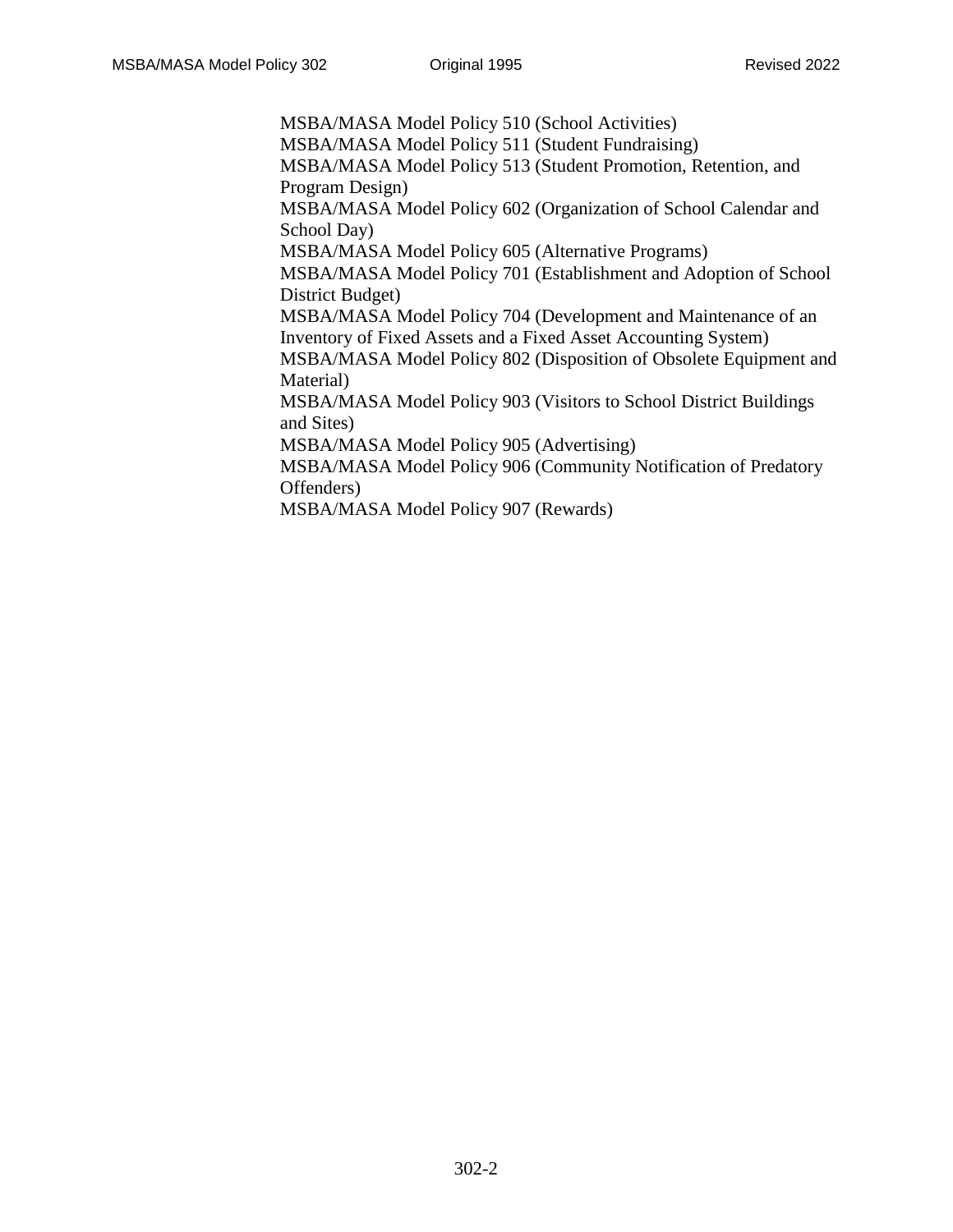MSBA/MASA Model Policy 510 (School Activities)
MSBA/MASA Model Policy 511 (Student Fundraising)
MSBA/MASA Model Policy 513 (Student Promotion, Retention, and Program Design)
MSBA/MASA Model Policy 602 (Organization of School Calendar and School Day)
MSBA/MASA Model Policy 605 (Alternative Programs)
MSBA/MASA Model Policy 701 (Establishment and Adoption of School District Budget)
MSBA/MASA Model Policy 704 (Development and Maintenance of an Inventory of Fixed Assets and a Fixed Asset Accounting System)
MSBA/MASA Model Policy 802 (Disposition of Obsolete Equipment and Material)
MSBA/MASA Model Policy 903 (Visitors to School District Buildings and Sites)
MSBA/MASA Model Policy 905 (Advertising)
MSBA/MASA Model Policy 906 (Community Notification of Predatory Offenders)
MSBA/MASA Model Policy 907 (Rewards)